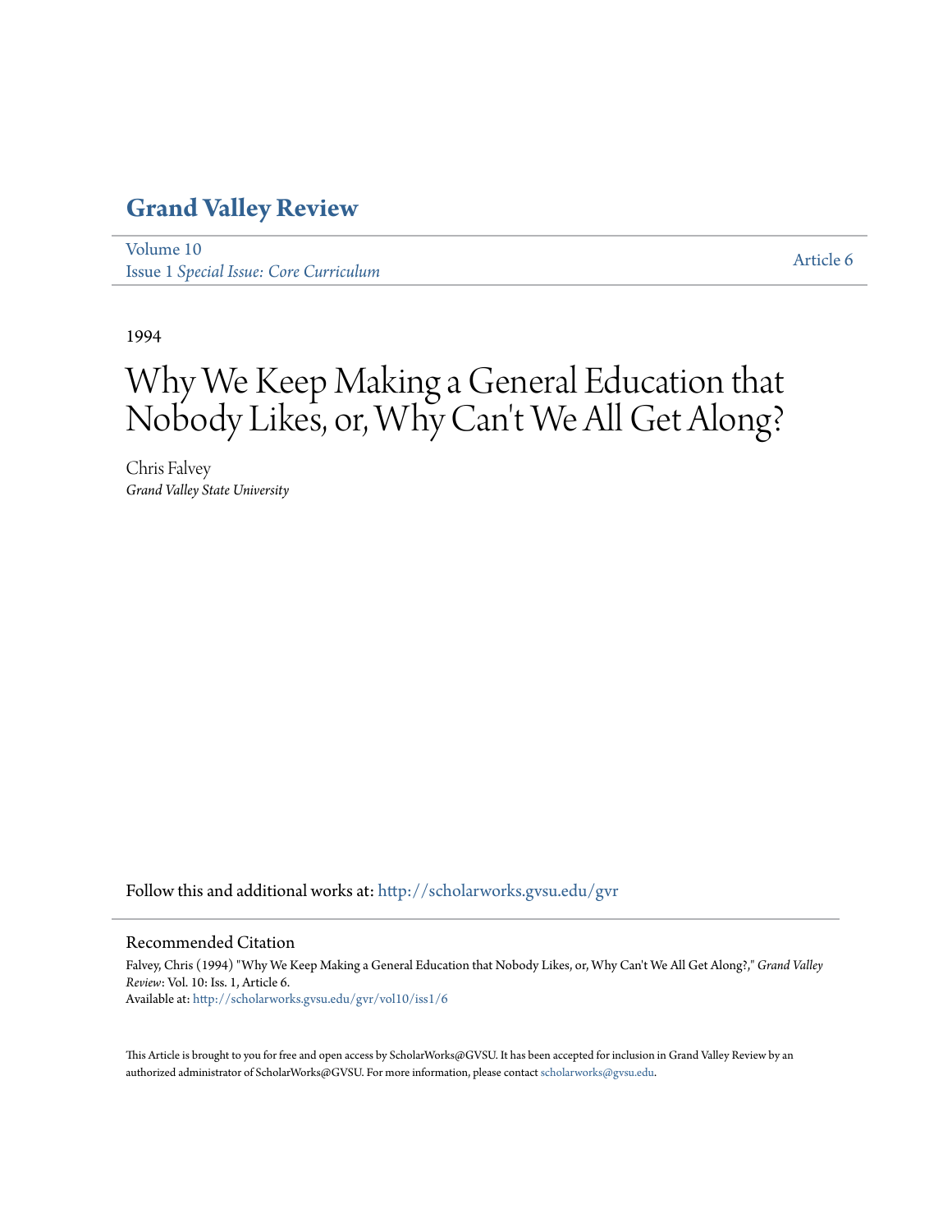# Grand Valley Review

Volume 10
Issue 1 *Special Issue: Core Curriculum*

Article 6

1994

# Why We Keep Making a General Education that Nobody Likes, or, Why Can't We All Get Along?

Chris Falvey
*Grand Valley State University*

Follow this and additional works at: http://scholarworks.gvsu.edu/gvr

## Recommended Citation

Falvey, Chris (1994) "Why We Keep Making a General Education that Nobody Likes, or, Why Can't We All Get Along?," *Grand Valley Review*: Vol. 10: Iss. 1, Article 6.
Available at: http://scholarworks.gvsu.edu/gvr/vol10/iss1/6

This Article is brought to you for free and open access by ScholarWorks@GVSU. It has been accepted for inclusion in Grand Valley Review by an authorized administrator of ScholarWorks@GVSU. For more information, please contact scholarworks@gvsu.edu.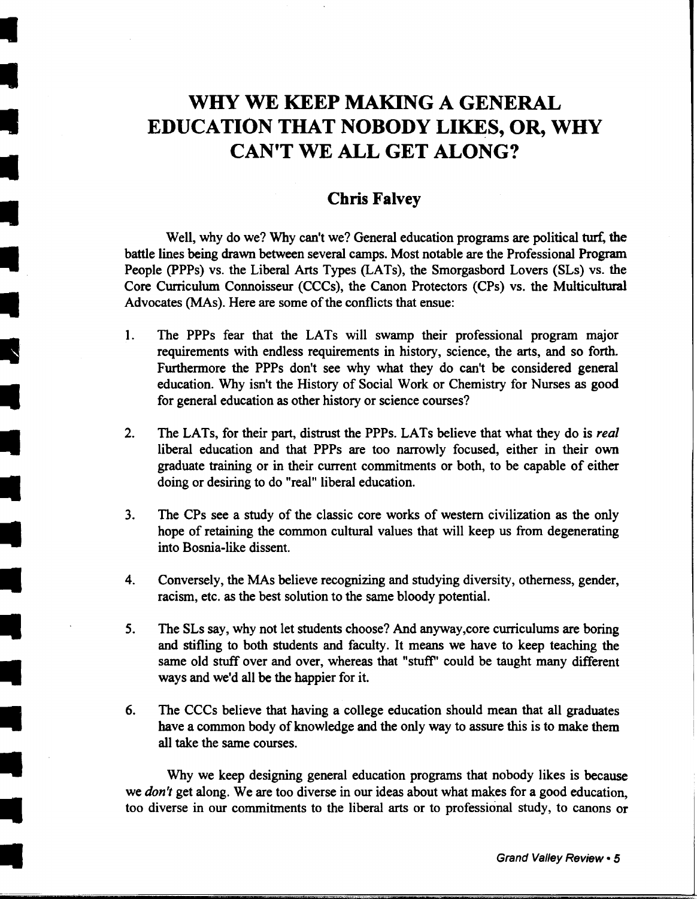# WHY WE KEEP MAKING A GENERAL EDUCATION THAT NOBODY LIKES, OR, WHY CAN'T WE ALL GET ALONG?

## Chris Falvey

Well, why do we? Why can't we? General education programs are political turf, the battle lines being drawn between several camps. Most notable are the Professional Program People (PPPs) vs. the Liberal Arts Types (LATs), the Smorgasbord Lovers (SLs) vs. the Core Curriculum Connoisseur (CCCs), the Canon Protectors (CPs) vs. the Multicultural Advocates (MAs). Here are some of the conflicts that ensue:

1. The PPPs fear that the LATs will swamp their professional program major requirements with endless requirements in history, science, the arts, and so forth. Furthermore the PPPs don't see why what they do can't be considered general education. Why isn't the History of Social Work or Chemistry for Nurses as good for general education as other history or science courses?

2. The LATs, for their part, distrust the PPPs. LATs believe that what they do is *real* liberal education and that PPPs are too narrowly focused, either in their own graduate training or in their current commitments or both, to be capable of either doing or desiring to do "real" liberal education.

3. The CPs see a study of the classic core works of western civilization as the only hope of retaining the common cultural values that will keep us from degenerating into Bosnia-like dissent.

4. Conversely, the MAs believe recognizing and studying diversity, otherness, gender, racism, etc. as the best solution to the same bloody potential.

5. The SLs say, why not let students choose? And anyway,core curriculums are boring and stifling to both students and faculty. It means we have to keep teaching the same old stuff over and over, whereas that "stuff" could be taught many different ways and we'd all be the happier for it.

6. The CCCs believe that having a college education should mean that all graduates have a common body of knowledge and the only way to assure this is to make them all take the same courses.

Why we keep designing general education programs that nobody likes is because we *don't* get along. We are too diverse in our ideas about what makes for a good education, too diverse in our commitments to the liberal arts or to professional study, to canons or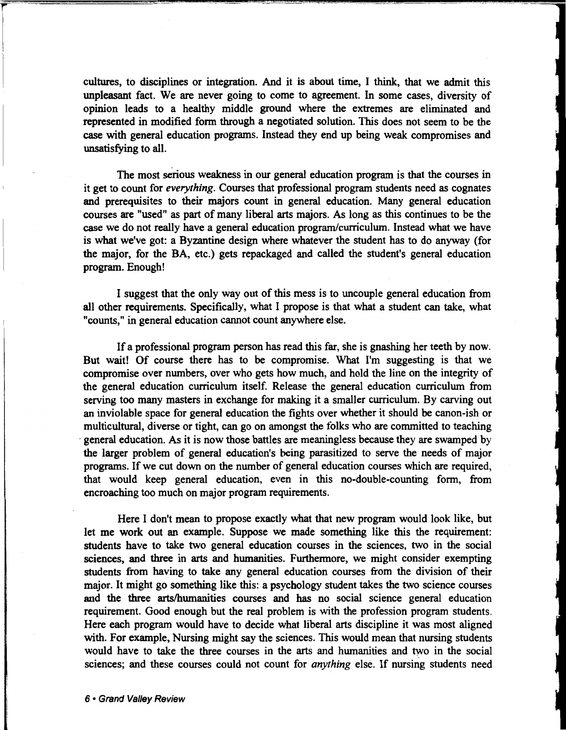cultures, to disciplines or integration. And it is about time, I think, that we admit this unpleasant fact. We are never going to come to agreement. In some cases, diversity of opinion leads to a healthy middle ground where the extremes are eliminated and represented in modified form through a negotiated solution. This does not seem to be the case with general education programs. Instead they end up being weak compromises and unsatisfying to all.

The most serious weakness in our general education program is that the courses in it get to count for *everything*. Courses that professional program students need as cognates and prerequisites to their majors count in general education. Many general education courses are "used" as part of many liberal arts majors. As long as this continues to be the case we do not really have a general education program/curriculum. Instead what we have is what we've got: a Byzantine design where whatever the student has to do anyway (for the major, for the BA, etc.) gets repackaged and called the student's general education program. Enough!

I suggest that the only way out of this mess is to uncouple general education from all other requirements. Specifically, what I propose is that what a student can take, what "counts," in general education cannot count anywhere else.

If a professional program person has read this far, she is gnashing her teeth by now. But wait! Of course there has to be compromise. What I'm suggesting is that we compromise over numbers, over who gets how much, and hold the line on the integrity of the general education curriculum itself. Release the general education curriculum from serving too many masters in exchange for making it a smaller curriculum. By carving out an inviolable space for general education the fights over whether it should be canon-ish or multicultural, diverse or tight, can go on amongst the folks who are committed to teaching general education. As it is now those battles are meaningless because they are swamped by the larger problem of general education's being parasitized to serve the needs of major programs. If we cut down on the number of general education courses which are required, that would keep general education, even in this no-double-counting form, from encroaching too much on major program requirements.

Here I don't mean to propose exactly what that new program would look like, but let me work out an example. Suppose we made something like this the requirement: students have to take two general education courses in the sciences, two in the social sciences, and three in arts and humanities. Furthermore, we might consider exempting students from having to take any general education courses from the division of their major. It might go something like this: a psychology student takes the two science courses and the three arts/humanities courses and has no social science general education requirement. Good enough but the real problem is with the profession program students. Here each program would have to decide what liberal arts discipline it was most aligned with. For example, Nursing might say the sciences. This would mean that nursing students would have to take the three courses in the arts and humanities and two in the social sciences; and these courses could not count for *anything* else. If nursing students need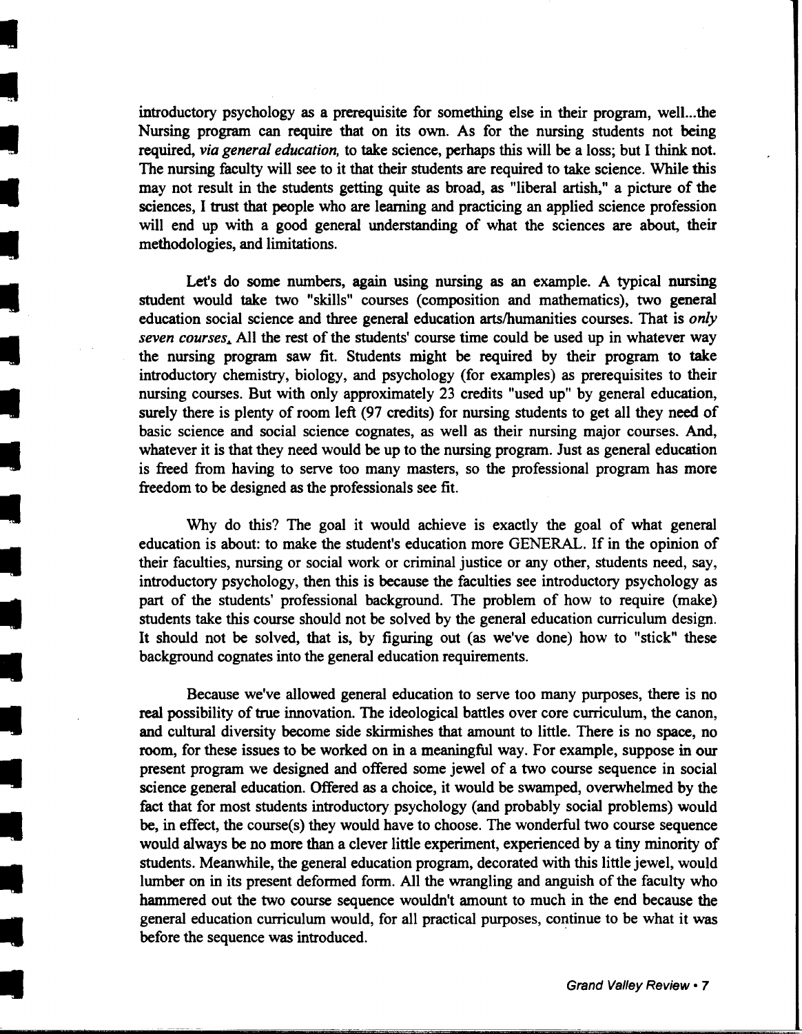introductory psychology as a prerequisite for something else in their program, well...the Nursing program can require that on its own. As for the nursing students not being required, *via general education,* to take science, perhaps this will be a loss; but I think not. The nursing faculty will see to it that their students are required to take science. While this may not result in the students getting quite as broad, as "liberal artish," a picture of the sciences, I trust that people who are learning and practicing an applied science profession will end up with a good general understanding of what the sciences are about, their methodologies, and limitations.

Let's do some numbers, again using nursing as an example. A typical nursing student would take two "skills" courses (composition and mathematics), two general education social science and three general education arts/humanities courses. That is *only seven courses.* All the rest of the students' course time could be used up in whatever way the nursing program saw fit. Students might be required by their program to take introductory chemistry, biology, and psychology (for examples) as prerequisites to their nursing courses. But with only approximately 23 credits "used up" by general education, surely there is plenty of room left (97 credits) for nursing students to get all they need of basic science and social science cognates, as well as their nursing major courses. And, whatever it is that they need would be up to the nursing program. Just as general education is freed from having to serve too many masters, so the professional program has more freedom to be designed as the professionals see fit.

Why do this? The goal it would achieve is exactly the goal of what general education is about: to make the student's education more GENERAL. If in the opinion of their faculties, nursing or social work or criminal justice or any other, students need, say, introductory psychology, then this is because the faculties see introductory psychology as part of the students' professional background. The problem of how to require (make) students take this course should not be solved by the general education curriculum design. It should not be solved, that is, by figuring out (as we've done) how to "stick" these background cognates into the general education requirements.

Because we've allowed general education to serve too many purposes, there is no real possibility of true innovation. The ideological battles over core curriculum, the canon, and cultural diversity become side skirmishes that amount to little. There is no space, no room, for these issues to be worked on in a meaningful way. For example, suppose in our present program we designed and offered some jewel of a two course sequence in social science general education. Offered as a choice, it would be swamped, overwhelmed by the fact that for most students introductory psychology (and probably social problems) would be, in effect, the course(s) they would have to choose. The wonderful two course sequence would always be no more than a clever little experiment, experienced by a tiny minority of students. Meanwhile, the general education program, decorated with this little jewel, would lumber on in its present deformed form. All the wrangling and anguish of the faculty who hammered out the two course sequence wouldn't amount to much in the end because the general education curriculum would, for all practical purposes, continue to be what it was before the sequence was introduced.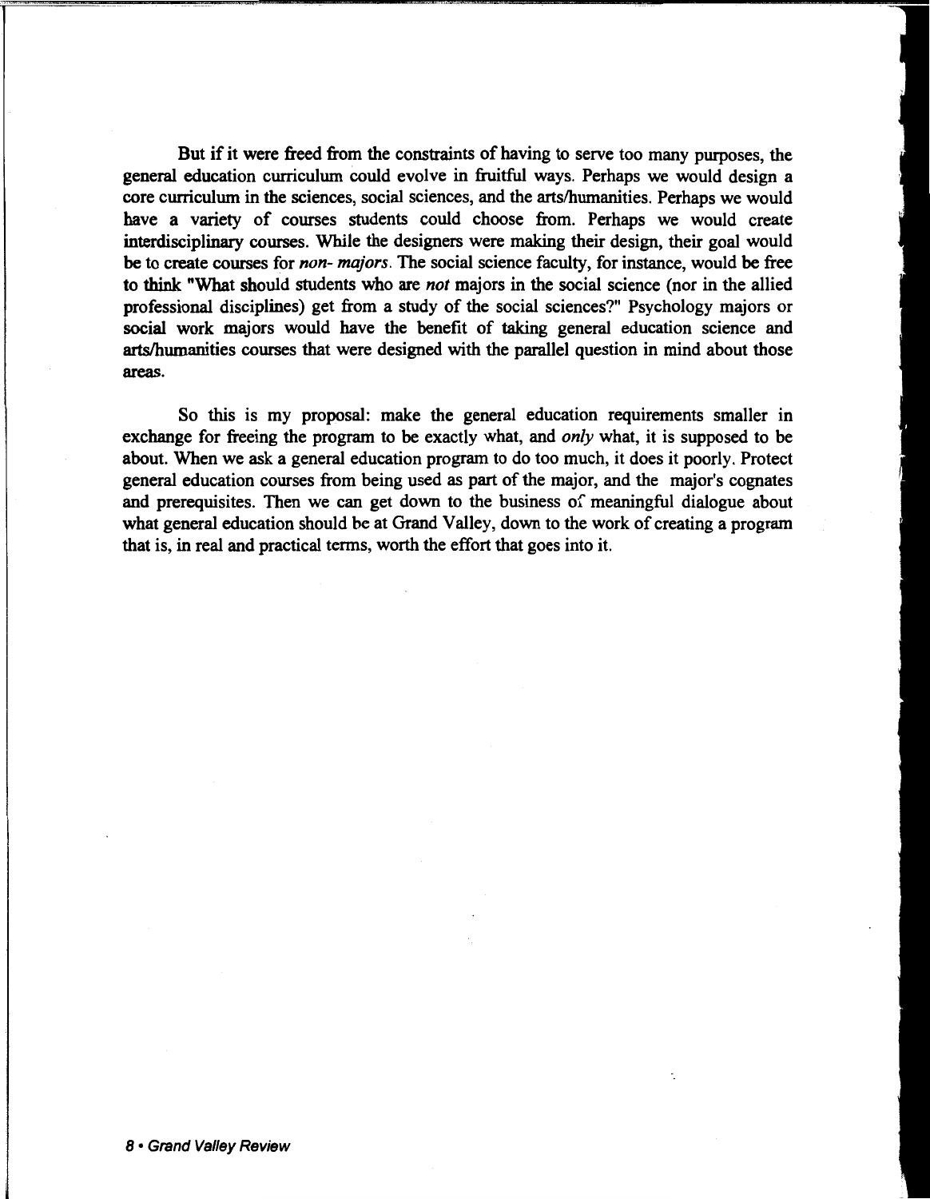But if it were freed from the constraints of having to serve too many purposes, the general education curriculum could evolve in fruitful ways. Perhaps we would design a core curriculum in the sciences, social sciences, and the arts/humanities. Perhaps we would have a variety of courses students could choose from. Perhaps we would create interdisciplinary courses. While the designers were making their design, their goal would be to create courses for *non- majors*. The social science faculty, for instance, would be free to think "What should students who are *not* majors in the social science (nor in the allied professional disciplines) get from a study of the social sciences?" Psychology majors or social work majors would have the benefit of taking general education science and arts/humanities courses that were designed with the parallel question in mind about those areas.

So this is my proposal: make the general education requirements smaller in exchange for freeing the program to be exactly what, and *only* what, it is supposed to be about. When we ask a general education program to do too much, it does it poorly. Protect general education courses from being used as part of the major, and the major's cognates and prerequisites. Then we can get down to the business of meaningful dialogue about what general education should be at Grand Valley, down to the work of creating a program that is, in real and practical terms, worth the effort that goes into it.